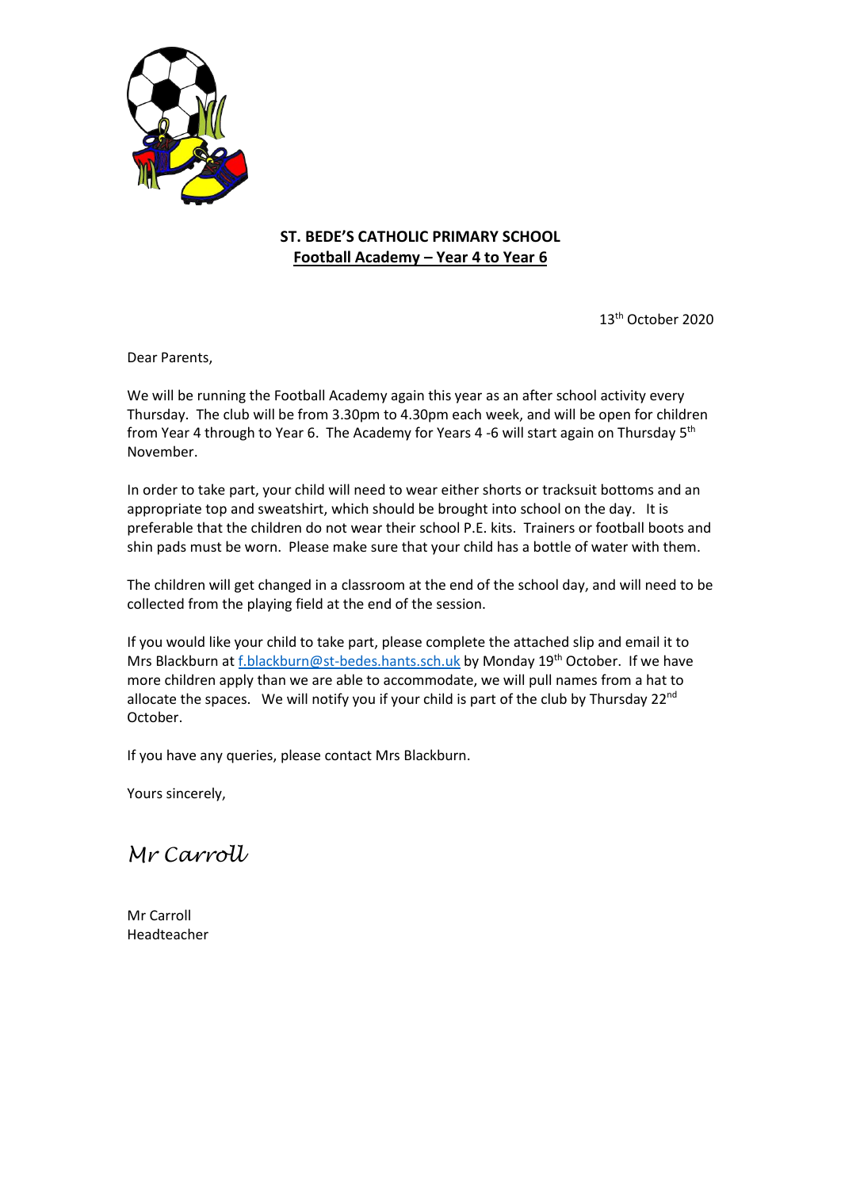**ST. BEDE'S CATHOLIC PRIMARY SCHOOL**
**Football Academy – Year 4 to Year 6**

13th October 2020

Dear Parents,

We will be running the Football Academy again this year as an after school activity every Thursday. The club will be from 3.30pm to 4.30pm each week, and will be open for children from Year 4 through to Year 6. The Academy for Years 4 -6 will start again on Thursday 5th November.

In order to take part, your child will need to wear either shorts or tracksuit bottoms and an appropriate top and sweatshirt, which should be brought into school on the day. It is preferable that the children do not wear their school P.E. kits. Trainers or football boots and shin pads must be worn. Please make sure that your child has a bottle of water with them.

The children will get changed in a classroom at the end of the school day, and will need to be collected from the playing field at the end of the session.

If you would like your child to take part, please complete the attached slip and email it to Mrs Blackburn at f.blackburn@st-bedes.hants.sch.uk by Monday 19th October. If we have more children apply than we are able to accommodate, we will pull names from a hat to allocate the spaces. We will notify you if your child is part of the club by Thursday 22nd October.

If you have any queries, please contact Mrs Blackburn.

Yours sincerely,

*Mr Carroll*

Mr Carroll
Headteacher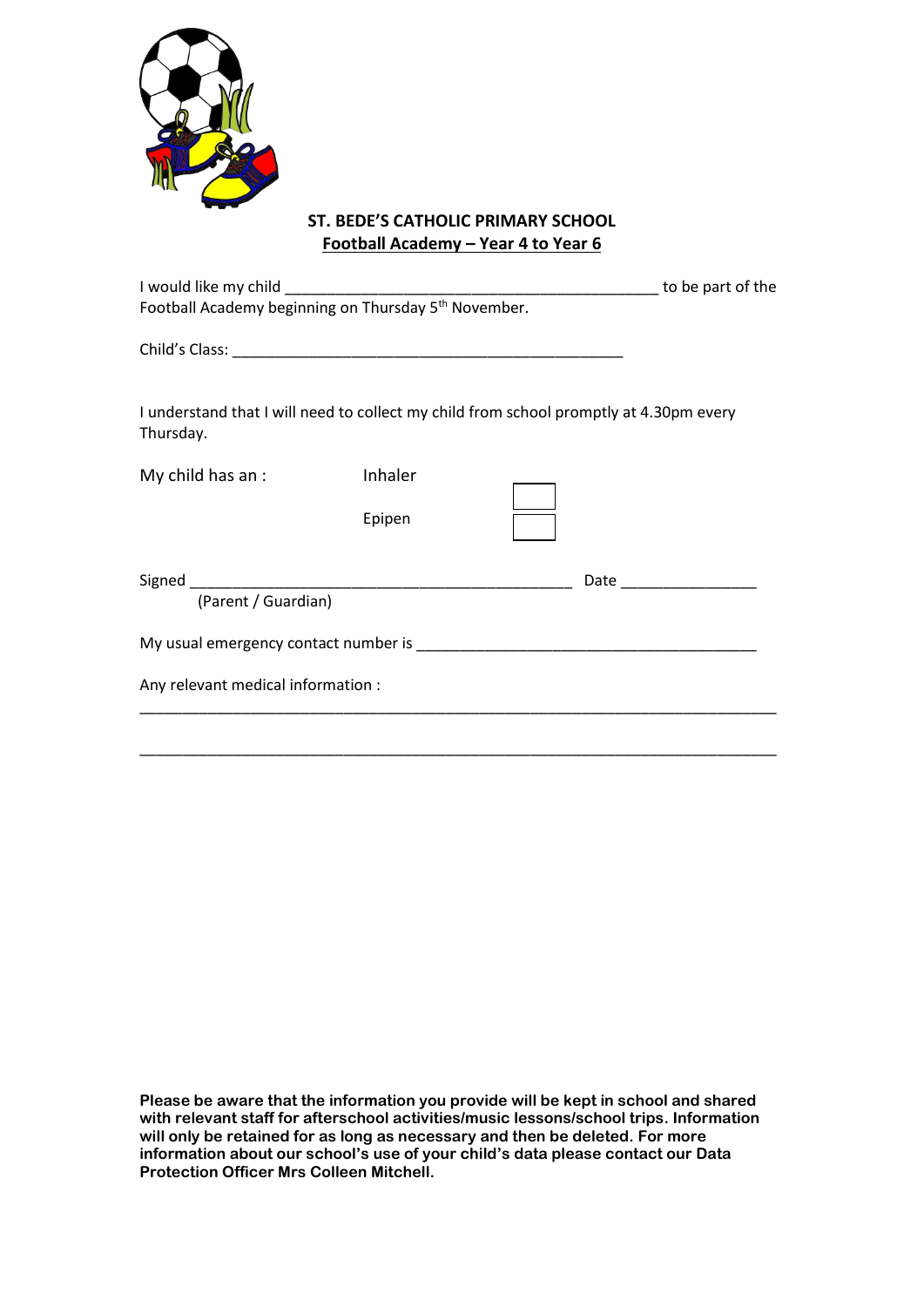**ST. BEDE'S CATHOLIC PRIMARY SCHOOL**

**Football Academy – Year 4 to Year 6**

I would like my child ____________________________________________ to be part of the Football Academy beginning on Thursday 5th November.

Child's Class: ______________________________________________

I understand that I will need to collect my child from school promptly at 4.30pm every Thursday.

My child has an : Inhaler ☐

Epipen ☐

Signed _____________________________________________ Date _______________
(Parent / Guardian)

My usual emergency contact number is ________________________________________

Any relevant medical information :

___________________________________________________________________________

___________________________________________________________________________

**Please be aware that the information you provide will be kept in school and shared with relevant staff for afterschool activities/music lessons/school trips. Information will only be retained for as long as necessary and then be deleted. For more information about our school's use of your child's data please contact our Data Protection Officer Mrs Colleen Mitchell.**